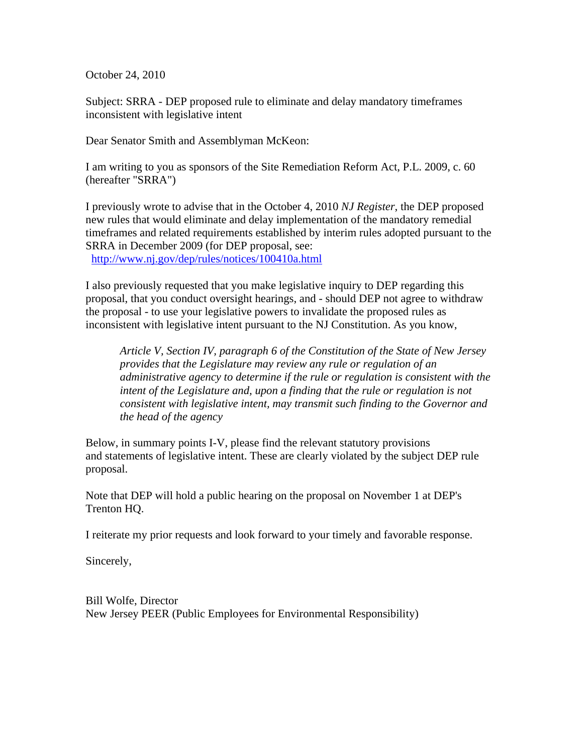October 24, 2010

Subject: SRRA - DEP proposed rule to eliminate and delay mandatory timeframes inconsistent with legislative intent

Dear Senator Smith and Assemblyman McKeon:

I am writing to you as sponsors of the Site Remediation Reform Act, P.L. 2009, c. 60 (hereafter "SRRA")

I previously wrote to advise that in the October 4, 2010 *NJ Register*, the DEP proposed new rules that would eliminate and delay implementation of the mandatory remedial timeframes and related requirements established by interim rules adopted pursuant to the SRRA in December 2009 (for DEP proposal, see: http://www.nj.gov/dep/rules/notices/100410a.html

I also previously requested that you make legislative inquiry to DEP regarding this proposal, that you conduct oversight hearings, and - should DEP not agree to withdraw the proposal - to use your legislative powers to invalidate the proposed rules as inconsistent with legislative intent pursuant to the NJ Constitution. As you know,

> *Article V, Section IV, paragraph 6 of the Constitution of the State of New Jersey provides that the Legislature may review any rule or regulation of an administrative agency to determine if the rule or regulation is consistent with the intent of the Legislature and, upon a finding that the rule or regulation is not consistent with legislative intent, may transmit such finding to the Governor and the head of the agency*

Below, in summary points I-V, please find the relevant statutory provisions and statements of legislative intent. These are clearly violated by the subject DEP rule proposal.

Note that DEP will hold a public hearing on the proposal on November 1 at DEP's Trenton HQ.

I reiterate my prior requests and look forward to your timely and favorable response.

Sincerely,

Bill Wolfe, Director
New Jersey PEER (Public Employees for Environmental Responsibility)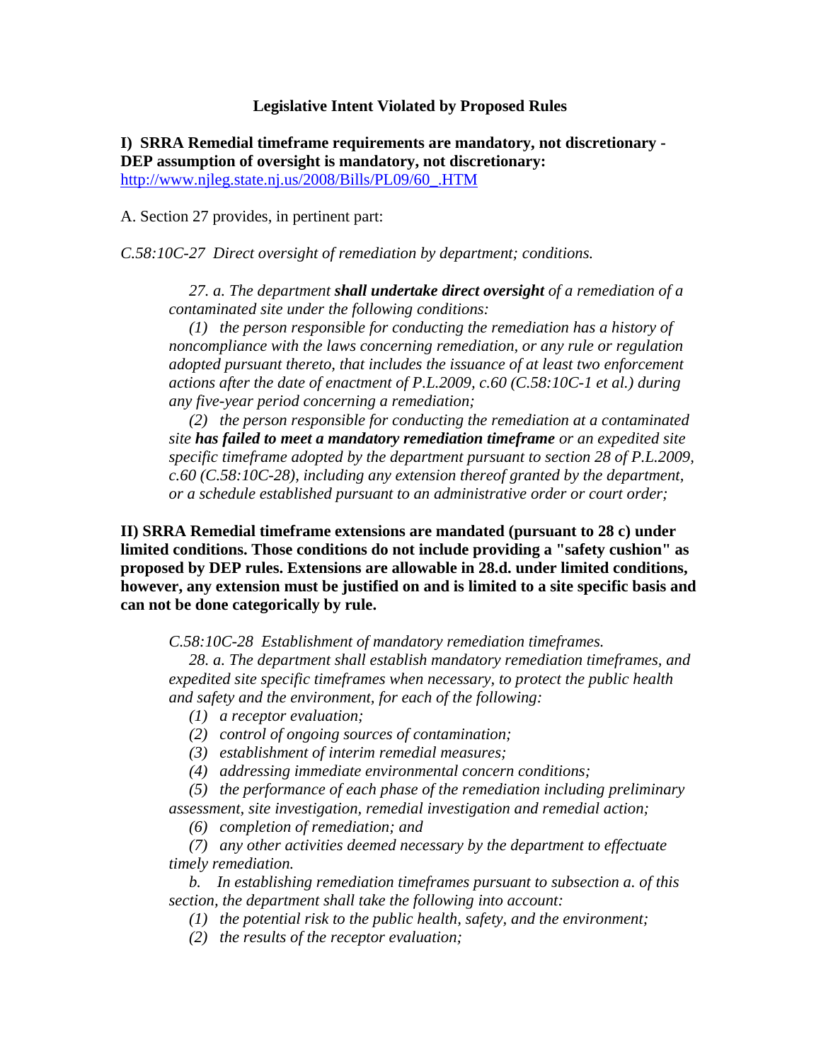**Legislative Intent Violated by Proposed Rules**

**I) SRRA Remedial timeframe requirements are mandatory, not discretionary - DEP assumption of oversight is mandatory, not discretionary:**
[http://www.njleg.state.nj.us/2008/Bills/PL09/60_.HTM](http://www.njleg.state.nj.us/2008/Bills/PL09/60_.HTM)

A. Section 27 provides, in pertinent part:

*C.58:10C-27 Direct oversight of remediation by department; conditions.*

> *27. a. The department* ***shall undertake direct oversight*** *of a remediation of a contaminated site under the following conditions:*
>
> *(1) the person responsible for conducting the remediation has a history of noncompliance with the laws concerning remediation, or any rule or regulation adopted pursuant thereto, that includes the issuance of at least two enforcement actions after the date of enactment of P.L.2009, c.60 (C.58:10C-1 et al.) during any five-year period concerning a remediation;*
>
> *(2) the person responsible for conducting the remediation at a contaminated site* ***has failed to meet a mandatory remediation timeframe*** *or an expedited site specific timeframe adopted by the department pursuant to section 28 of P.L.2009, c.60 (C.58:10C-28), including any extension thereof granted by the department, or a schedule established pursuant to an administrative order or court order;*

**II) SRRA Remedial timeframe extensions are mandated (pursuant to 28 c) under limited conditions. Those conditions do not include providing a "safety cushion" as proposed by DEP rules. Extensions are allowable in 28.d. under limited conditions, however, any extension must be justified on and is limited to a site specific basis and can not be done categorically by rule.**

> *C.58:10C-28 Establishment of mandatory remediation timeframes.*
>
> *28. a. The department shall establish mandatory remediation timeframes, and expedited site specific timeframes when necessary, to protect the public health and safety and the environment, for each of the following:*
>
> *(1) a receptor evaluation;*
>
> *(2) control of ongoing sources of contamination;*
>
> *(3) establishment of interim remedial measures;*
>
> *(4) addressing immediate environmental concern conditions;*
>
> *(5) the performance of each phase of the remediation including preliminary assessment, site investigation, remedial investigation and remedial action;*
>
> *(6) completion of remediation; and*
>
> *(7) any other activities deemed necessary by the department to effectuate timely remediation.*
>
> *b. In establishing remediation timeframes pursuant to subsection a. of this section, the department shall take the following into account:*
>
> *(1) the potential risk to the public health, safety, and the environment;*
>
> *(2) the results of the receptor evaluation;*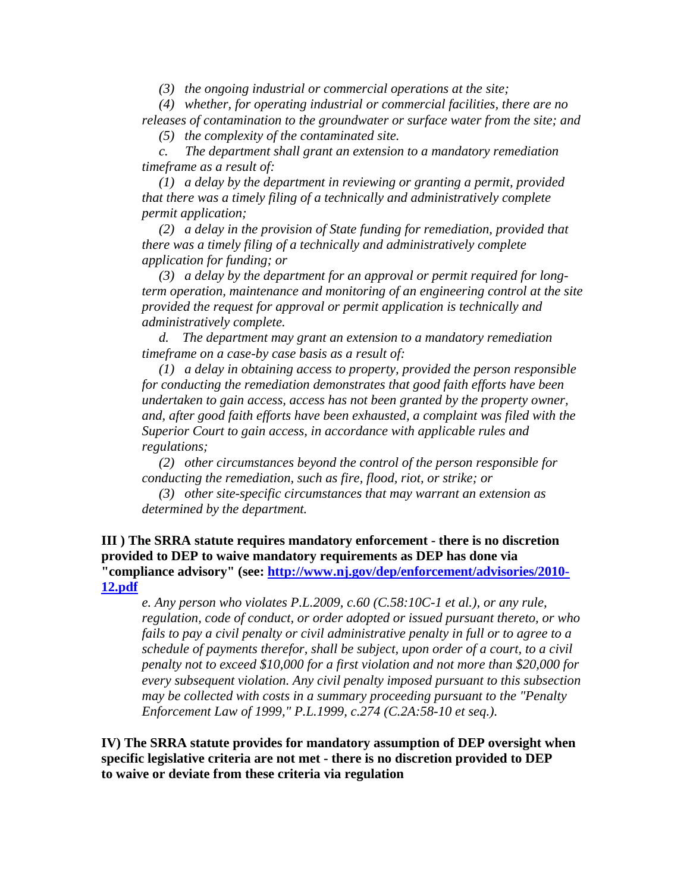*(3) the ongoing industrial or commercial operations at the site;*

*(4) whether, for operating industrial or commercial facilities, there are no releases of contamination to the groundwater or surface water from the site; and*

*(5) the complexity of the contaminated site.*

*c. The department shall grant an extension to a mandatory remediation timeframe as a result of:*

*(1) a delay by the department in reviewing or granting a permit, provided that there was a timely filing of a technically and administratively complete permit application;*

*(2) a delay in the provision of State funding for remediation, provided that there was a timely filing of a technically and administratively complete application for funding; or*

*(3) a delay by the department for an approval or permit required for long-term operation, maintenance and monitoring of an engineering control at the site provided the request for approval or permit application is technically and administratively complete.*

*d. The department may grant an extension to a mandatory remediation timeframe on a case-by case basis as a result of:*

*(1) a delay in obtaining access to property, provided the person responsible for conducting the remediation demonstrates that good faith efforts have been undertaken to gain access, access has not been granted by the property owner, and, after good faith efforts have been exhausted, a complaint was filed with the Superior Court to gain access, in accordance with applicable rules and regulations;*

*(2) other circumstances beyond the control of the person responsible for conducting the remediation, such as fire, flood, riot, or strike; or*

*(3) other site-specific circumstances that may warrant an extension as determined by the department.*

**III ) The SRRA statute requires mandatory enforcement - there is no discretion provided to DEP to waive mandatory requirements as DEP has done via "compliance advisory" (see: [http://www.nj.gov/dep/enforcement/advisories/2010-12.pdf](http://www.nj.gov/dep/enforcement/advisories/2010-12.pdf)**

> *e. Any person who violates P.L.2009, c.60 (C.58:10C-1 et al.), or any rule, regulation, code of conduct, or order adopted or issued pursuant thereto, or who fails to pay a civil penalty or civil administrative penalty in full or to agree to a schedule of payments therefor, shall be subject, upon order of a court, to a civil penalty not to exceed $10,000 for a first violation and not more than $20,000 for every subsequent violation. Any civil penalty imposed pursuant to this subsection may be collected with costs in a summary proceeding pursuant to the "Penalty Enforcement Law of 1999," P.L.1999, c.274 (C.2A:58-10 et seq.).*

**IV) The SRRA statute provides for mandatory assumption of DEP oversight when specific legislative criteria are not met - there is no discretion provided to DEP to waive or deviate from these criteria via regulation**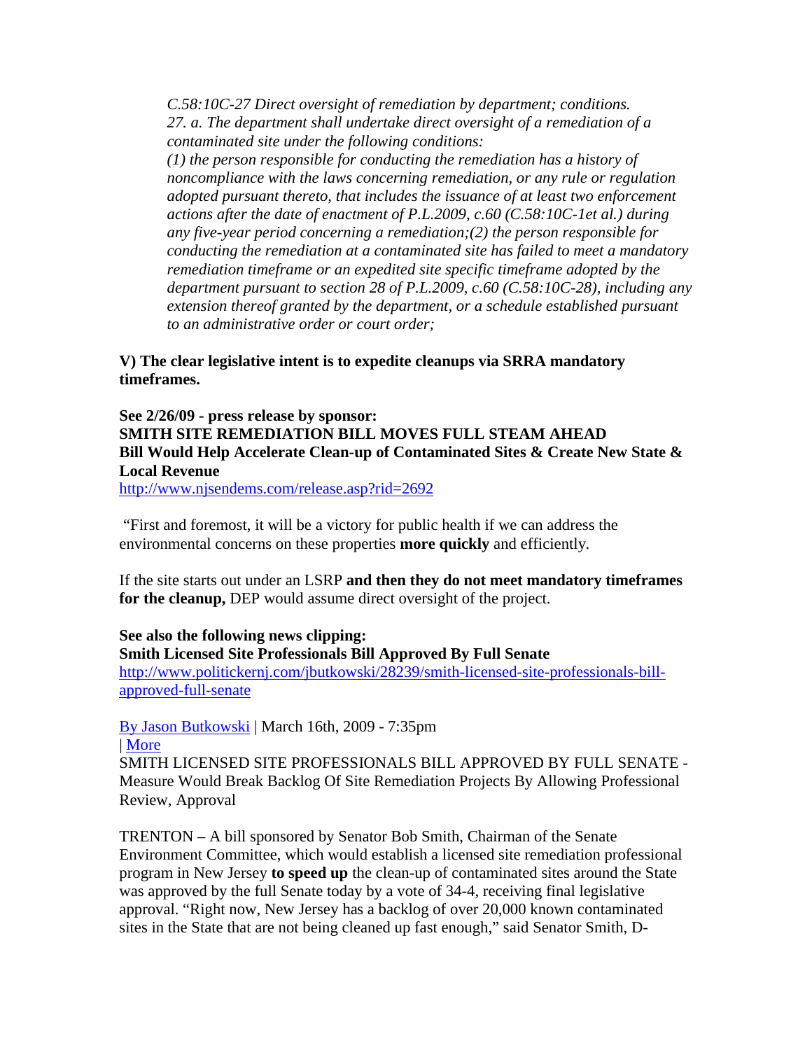*C.58:10C-27 Direct oversight of remediation by department; conditions.*
*27. a. The department shall undertake direct oversight of a remediation of a contaminated site under the following conditions:*
*(1) the person responsible for conducting the remediation has a history of noncompliance with the laws concerning remediation, or any rule or regulation adopted pursuant thereto, that includes the issuance of at least two enforcement actions after the date of enactment of P.L.2009, c.60 (C.58:10C-1et al.) during any five-year period concerning a remediation;(2) the person responsible for conducting the remediation at a contaminated site has failed to meet a mandatory remediation timeframe or an expedited site specific timeframe adopted by the department pursuant to section 28 of P.L.2009, c.60 (C.58:10C-28), including any extension thereof granted by the department, or a schedule established pursuant to an administrative order or court order;*

**V) The clear legislative intent is to expedite cleanups via SRRA mandatory timeframes.**

**See 2/26/09 - press release by sponsor:**
**SMITH SITE REMEDIATION BILL MOVES FULL STEAM AHEAD**
**Bill Would Help Accelerate Clean-up of Contaminated Sites & Create New State & Local Revenue**
[http://www.njsendems.com/release.asp?rid=2692](http://www.njsendems.com/release.asp?rid=2692)

"First and foremost, it will be a victory for public health if we can address the environmental concerns on these properties **more quickly** and efficiently.

If the site starts out under an LSRP **and then they do not meet mandatory timeframes for the cleanup,** DEP would assume direct oversight of the project.

**See also the following news clipping:**
**Smith Licensed Site Professionals Bill Approved By Full Senate**
[http://www.politickernj.com/jbutkowski/28239/smith-licensed-site-professionals-bill-approved-full-senate](http://www.politickernj.com/jbutkowski/28239/smith-licensed-site-professionals-bill-approved-full-senate)

[By Jason Butkowski](#) | March 16th, 2009 - 7:35pm
| [More](#)
SMITH LICENSED SITE PROFESSIONALS BILL APPROVED BY FULL SENATE - Measure Would Break Backlog Of Site Remediation Projects By Allowing Professional Review, Approval

TRENTON – A bill sponsored by Senator Bob Smith, Chairman of the Senate Environment Committee, which would establish a licensed site remediation professional program in New Jersey **to speed up** the clean-up of contaminated sites around the State was approved by the full Senate today by a vote of 34-4, receiving final legislative approval. "Right now, New Jersey has a backlog of over 20,000 known contaminated sites in the State that are not being cleaned up fast enough," said Senator Smith, D-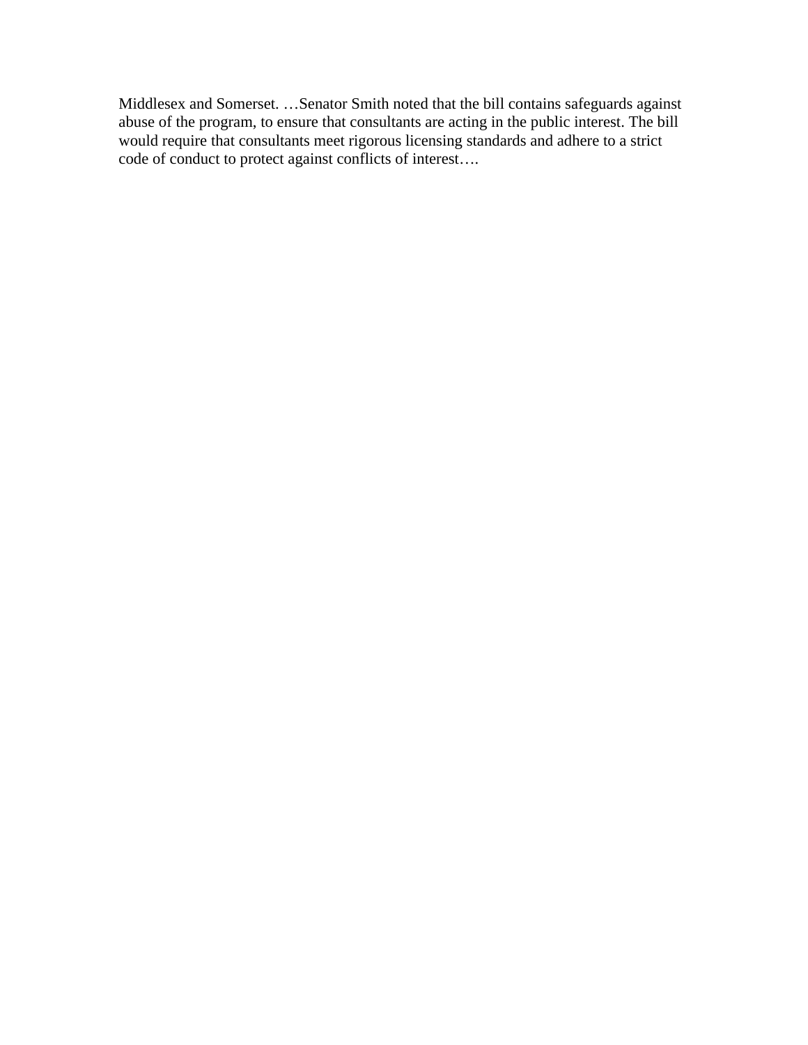Middlesex and Somerset. …Senator Smith noted that the bill contains safeguards against abuse of the program, to ensure that consultants are acting in the public interest. The bill would require that consultants meet rigorous licensing standards and adhere to a strict code of conduct to protect against conflicts of interest….